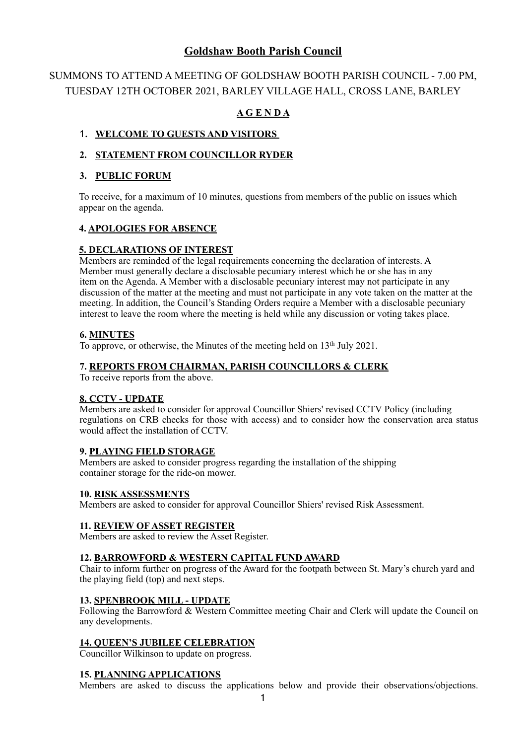# Goldshaw Booth Parish Council

SUMMONS TO ATTEND A MEETING OF GOLDSHAW BOOTH PARISH COUNCIL - 7.00 PM, TUESDAY 12TH OCTOBER 2021, BARLEY VILLAGE HALL, CROSS LANE, BARLEY

## A G E N D A

1. **WELCOME TO GUESTS AND VISITORS**

2. **STATEMENT FROM COUNCILLOR RYDER**

3. **PUBLIC FORUM**

To receive, for a maximum of 10 minutes, questions from members of the public on issues which appear on the agenda.

**4. APOLOGIES FOR ABSENCE**

**5. DECLARATIONS OF INTEREST**

Members are reminded of the legal requirements concerning the declaration of interests. A Member must generally declare a disclosable pecuniary interest which he or she has in any item on the Agenda. A Member with a disclosable pecuniary interest may not participate in any discussion of the matter at the meeting and must not participate in any vote taken on the matter at the meeting. In addition, the Council's Standing Orders require a Member with a disclosable pecuniary interest to leave the room where the meeting is held while any discussion or voting takes place.

**6. MINUTES**

To approve, or otherwise, the Minutes of the meeting held on 13th July 2021.

**7. REPORTS FROM CHAIRMAN, PARISH COUNCILLORS & CLERK**

To receive reports from the above.

**8. CCTV - UPDATE**

Members are asked to consider for approval Councillor Shiers' revised CCTV Policy (including regulations on CRB checks for those with access) and to consider how the conservation area status would affect the installation of CCTV.

**9. PLAYING FIELD STORAGE**

Members are asked to consider progress regarding the installation of the shipping container storage for the ride-on mower.

**10. RISK ASSESSMENTS**

Members are asked to consider for approval Councillor Shiers' revised Risk Assessment.

**11. REVIEW OF ASSET REGISTER**

Members are asked to review the Asset Register.

**12. BARROWFORD & WESTERN CAPITAL FUND AWARD**

Chair to inform further on progress of the Award for the footpath between St. Mary's church yard and the playing field (top) and next steps.

**13. SPENBROOK MILL - UPDATE**

Following the Barrowford & Western Committee meeting Chair and Clerk will update the Council on any developments.

**14. QUEEN'S JUBILEE CELEBRATION**

Councillor Wilkinson to update on progress.

**15. PLANNING APPLICATIONS**

Members are asked to discuss the applications below and provide their observations/objections.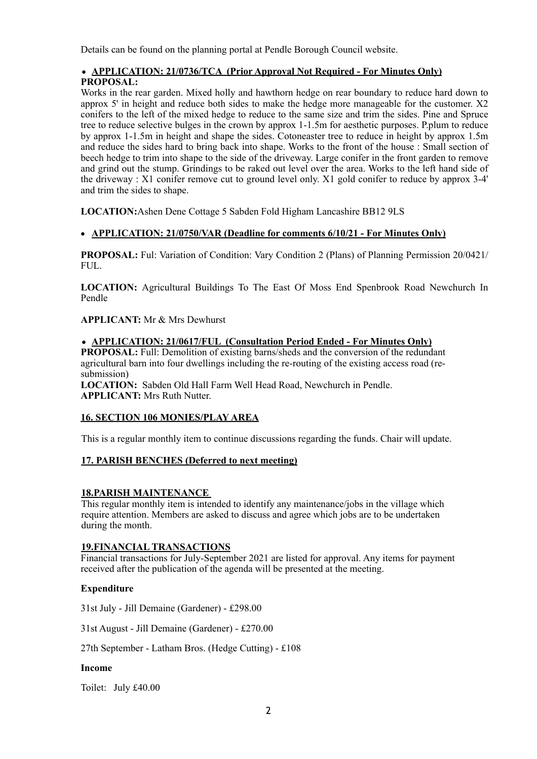Details can be found on the planning portal at Pendle Borough Council website.

- **APPLICATION: 21/0736/TCA (Prior Approval Not Required - For Minutes Only)**

**PROPOSAL:**

Works in the rear garden. Mixed holly and hawthorn hedge on rear boundary to reduce hard down to approx 5' in height and reduce both sides to make the hedge more manageable for the customer. X2 conifers to the left of the mixed hedge to reduce to the same size and trim the sides. Pine and Spruce tree to reduce selective bulges in the crown by approx 1-1.5m for aesthetic purposes. P.plum to reduce by approx 1-1.5m in height and shape the sides. Cotoneaster tree to reduce in height by approx 1.5m and reduce the sides hard to bring back into shape. Works to the front of the house : Small section of beech hedge to trim into shape to the side of the driveway. Large conifer in the front garden to remove and grind out the stump. Grindings to be raked out level over the area. Works to the left hand side of the driveway : X1 conifer remove cut to ground level only. X1 gold conifer to reduce by approx 3-4' and trim the sides to shape.

**LOCATION:**Ashen Dene Cottage 5 Sabden Fold Higham Lancashire BB12 9LS

- **APPLICATION: 21/0750/VAR (Deadline for comments 6/10/21 - For Minutes Only)**

**PROPOSAL:** Ful: Variation of Condition: Vary Condition 2 (Plans) of Planning Permission 20/0421/FUL.

**LOCATION:** Agricultural Buildings To The East Of Moss End Spenbrook Road Newchurch In Pendle

**APPLICANT:** Mr & Mrs Dewhurst

- **APPLICATION: 21/0617/FUL (Consultation Period Ended - For Minutes Only)**

**PROPOSAL:** Full: Demolition of existing barns/sheds and the conversion of the redundant agricultural barn into four dwellings including the re-routing of the existing access road (re-submission)
**LOCATION:** Sabden Old Hall Farm Well Head Road, Newchurch in Pendle.
**APPLICANT:** Mrs Ruth Nutter.

## 16. SECTION 106 MONIES/PLAY AREA

This is a regular monthly item to continue discussions regarding the funds. Chair will update.

## 17. PARISH BENCHES (Deferred to next meeting)

## 18.PARISH MAINTENANCE

This regular monthly item is intended to identify any maintenance/jobs in the village which require attention. Members are asked to discuss and agree which jobs are to be undertaken during the month.

## 19.FINANCIAL TRANSACTIONS

Financial transactions for July-September 2021 are listed for approval. Any items for payment received after the publication of the agenda will be presented at the meeting.

**Expenditure**

31st July - Jill Demaine (Gardener) - £298.00

31st August - Jill Demaine (Gardener) - £270.00

27th September - Latham Bros. (Hedge Cutting) - £108

**Income**

Toilet: July £40.00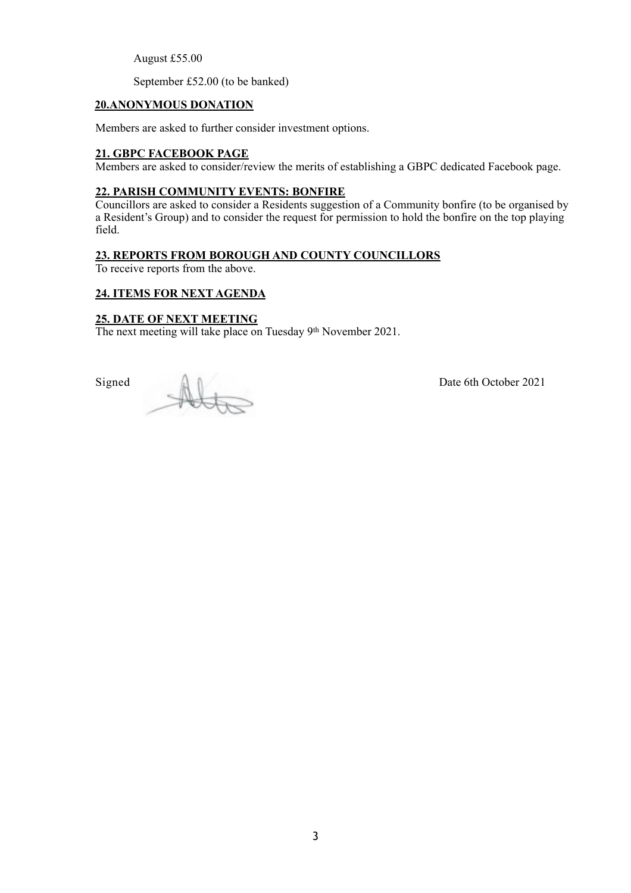August £55.00

September £52.00 (to be banked)

**20.ANONYMOUS DONATION**

Members are asked to further consider investment options.

**21. GBPC FACEBOOK PAGE**

Members are asked to consider/review the merits of establishing a GBPC dedicated Facebook page.

**22. PARISH COMMUNITY EVENTS: BONFIRE**

Councillors are asked to consider a Residents suggestion of a Community bonfire (to be organised by a Resident's Group) and to consider the request for permission to hold the bonfire on the top playing field.

**23. REPORTS FROM BOROUGH AND COUNTY COUNCILLORS**

To receive reports from the above.

**24. ITEMS FOR NEXT AGENDA**

**25. DATE OF NEXT MEETING**

The next meeting will take place on Tuesday 9th November 2021.

Signed Date 6th October 2021